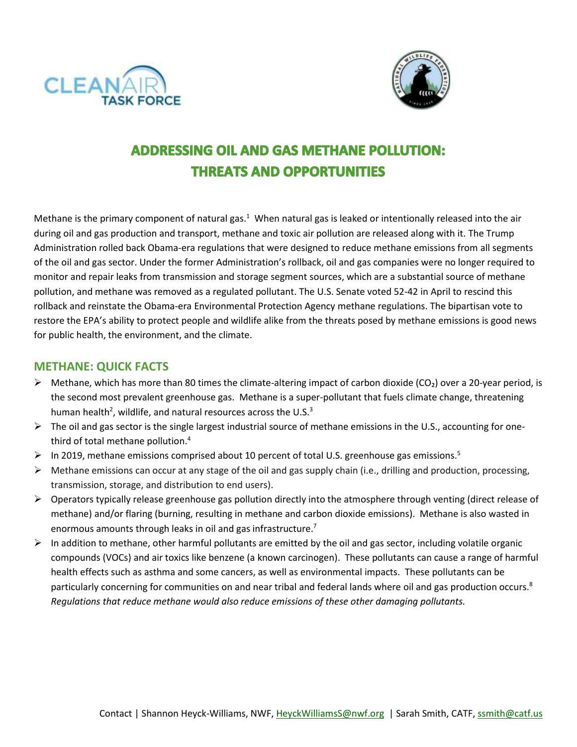# ADDRESSING OIL AND GAS METHANE POLLUTION: THREATS AND OPPORTUNITIES

Methane is the primary component of natural gas.[1] When natural gas is leaked or intentionally released into the air during oil and gas production and transport, methane and toxic air pollution are released along with it. The Trump Administration rolled back Obama-era regulations that were designed to reduce methane emissions from all segments of the oil and gas sector. Under the former Administration's rollback, oil and gas companies were no longer required to monitor and repair leaks from transmission and storage segment sources, which are a substantial source of methane pollution, and methane was removed as a regulated pollutant. The U.S. Senate voted 52-42 in April to rescind this rollback and reinstate the Obama-era Environmental Protection Agency methane regulations. The bipartisan vote to restore the EPA's ability to protect people and wildlife alike from the threats posed by methane emissions is good news for public health, the environment, and the climate.

## METHANE: QUICK FACTS

- Methane, which has more than 80 times the climate-altering impact of carbon dioxide ($CO_2$) over a 20-year period, is the second most prevalent greenhouse gas. Methane is a super-pollutant that fuels climate change, threatening human health[2], wildlife, and natural resources across the U.S.[3]
- The oil and gas sector is the single largest industrial source of methane emissions in the U.S., accounting for one-third of total methane pollution.[4]
- In 2019, methane emissions comprised about 10 percent of total U.S. greenhouse gas emissions.[5]
- Methane emissions can occur at any stage of the oil and gas supply chain (i.e., drilling and production, processing, transmission, storage, and distribution to end users).
- Operators typically release greenhouse gas pollution directly into the atmosphere through venting (direct release of methane) and/or flaring (burning, resulting in methane and carbon dioxide emissions). Methane is also wasted in enormous amounts through leaks in oil and gas infrastructure.[7]
- In addition to methane, other harmful pollutants are emitted by the oil and gas sector, including volatile organic compounds (VOCs) and air toxics like benzene (a known carcinogen). These pollutants can cause a range of harmful health effects such as asthma and some cancers, as well as environmental impacts. These pollutants can be particularly concerning for communities on and near tribal and federal lands where oil and gas production occurs.[8] *Regulations that reduce methane would also reduce emissions of these other damaging pollutants.*

Contact | Shannon Heyck-Williams, NWF, HeyckWilliamsS@nwf.org | Sarah Smith, CATF, ssmith@catf.us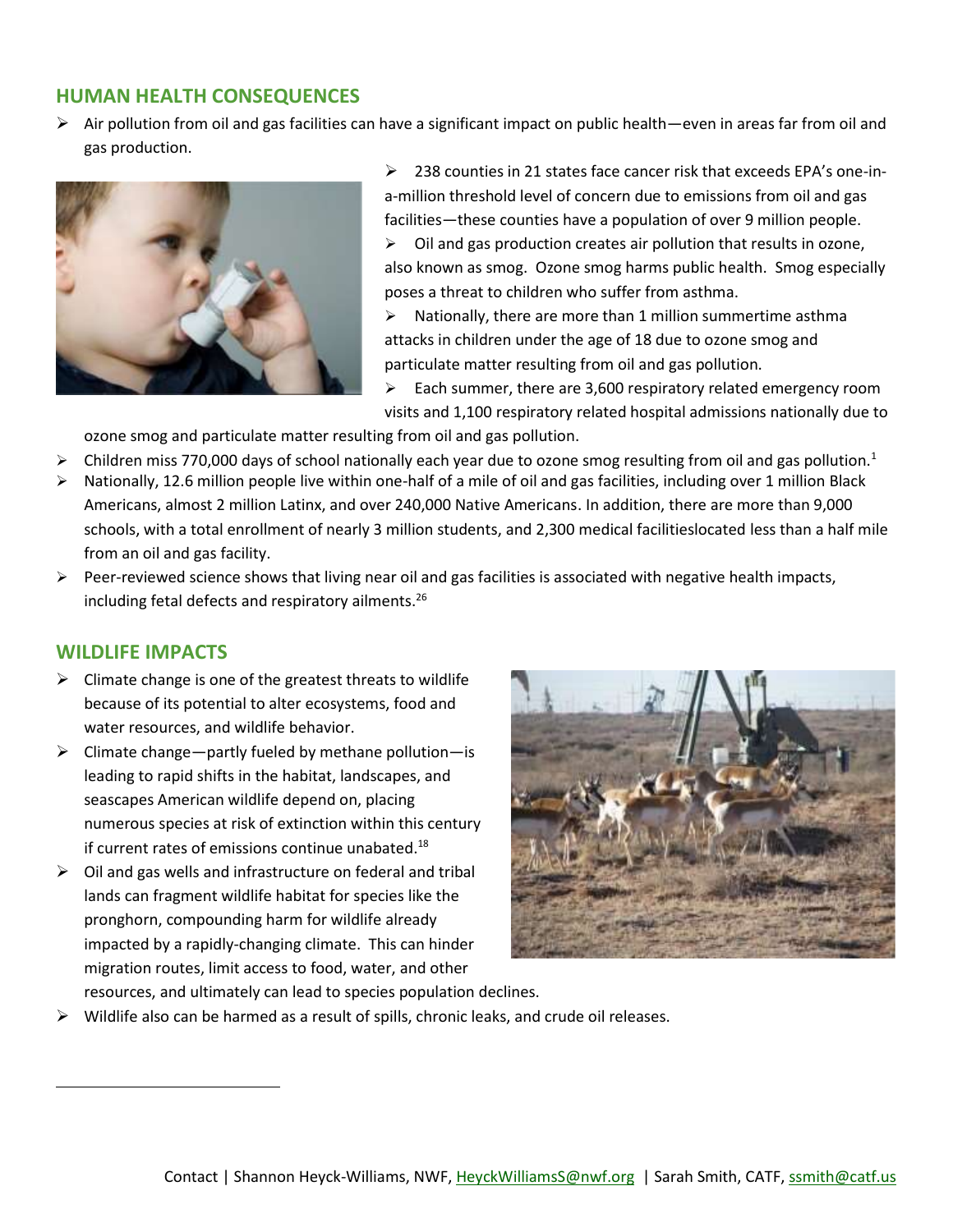## HUMAN HEALTH CONSEQUENCES

- Air pollution from oil and gas facilities can have a significant impact on public health—even in areas far from oil and gas production.
- 238 counties in 21 states face cancer risk that exceeds EPA's one-in-a-million threshold level of concern due to emissions from oil and gas facilities—these counties have a population of over 9 million people.
- Oil and gas production creates air pollution that results in ozone, also known as smog. Ozone smog harms public health. Smog especially poses a threat to children who suffer from asthma.
- Nationally, there are more than 1 million summertime asthma attacks in children under the age of 18 due to ozone smog and particulate matter resulting from oil and gas pollution.
- Each summer, there are 3,600 respiratory related emergency room visits and 1,100 respiratory related hospital admissions nationally due to ozone smog and particulate matter resulting from oil and gas pollution.
- Children miss 770,000 days of school nationally each year due to ozone smog resulting from oil and gas pollution.[1]
- Nationally, 12.6 million people live within one-half of a mile of oil and gas facilities, including over 1 million Black Americans, almost 2 million Latinx, and over 240,000 Native Americans. In addition, there are more than 9,000 schools, with a total enrollment of nearly 3 million students, and 2,300 medical facilitieslocated less than a half mile from an oil and gas facility.
- Peer-reviewed science shows that living near oil and gas facilities is associated with negative health impacts, including fetal defects and respiratory ailments.[26]

## WILDLIFE IMPACTS

- Climate change is one of the greatest threats to wildlife because of its potential to alter ecosystems, food and water resources, and wildlife behavior.
- Climate change—partly fueled by methane pollution—is leading to rapid shifts in the habitat, landscapes, and seascapes American wildlife depend on, placing numerous species at risk of extinction within this century if current rates of emissions continue unabated.[18]
- Oil and gas wells and infrastructure on federal and tribal lands can fragment wildlife habitat for species like the pronghorn, compounding harm for wildlife already impacted by a rapidly-changing climate. This can hinder migration routes, limit access to food, water, and other resources, and ultimately can lead to species population declines.
- Wildlife also can be harmed as a result of spills, chronic leaks, and crude oil releases.

Contact | Shannon Heyck-Williams, NWF, HeyckWilliamsS@nwf.org | Sarah Smith, CATF, ssmith@catf.us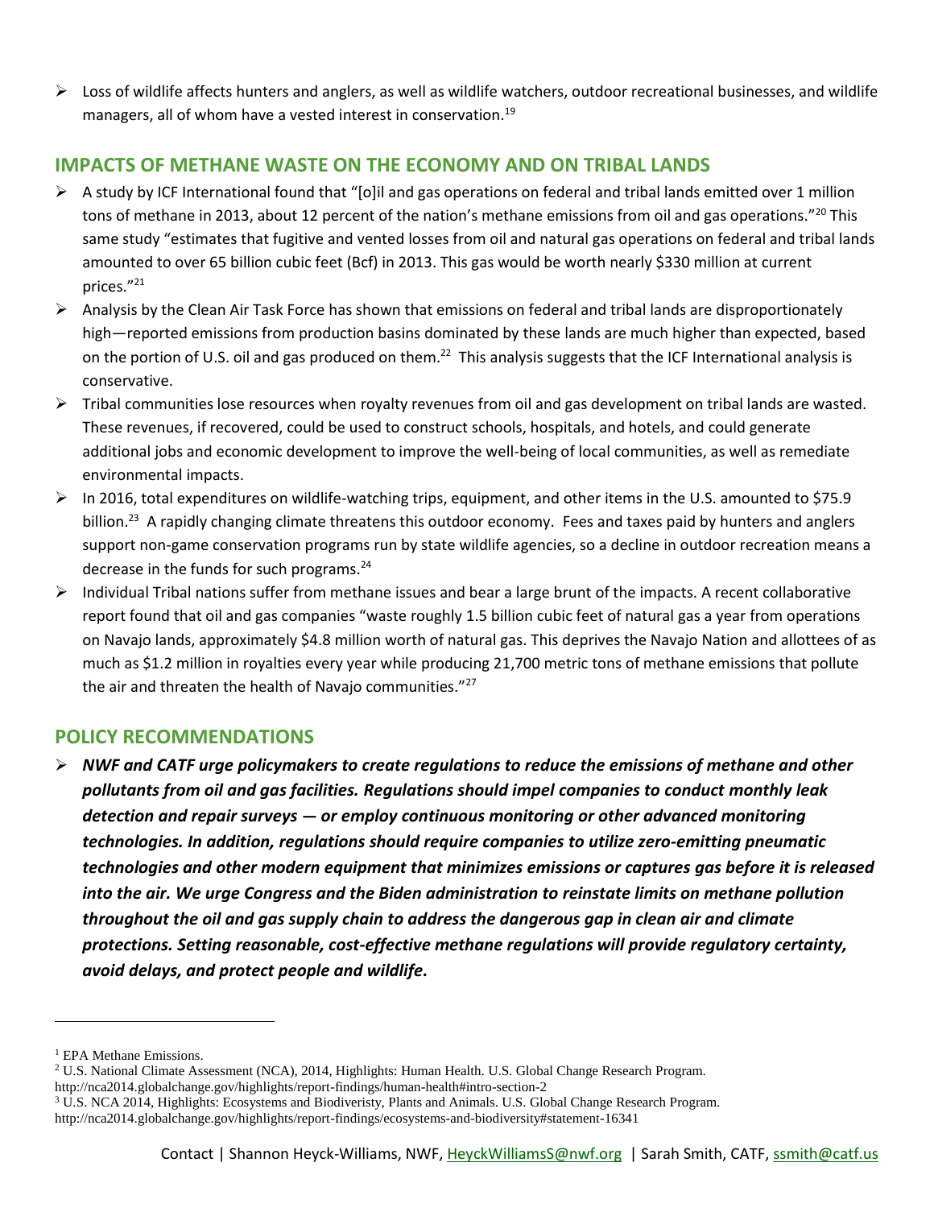- Loss of wildlife affects hunters and anglers, as well as wildlife watchers, outdoor recreational businesses, and wildlife managers, all of whom have a vested interest in conservation.[19]

## IMPACTS OF METHANE WASTE ON THE ECONOMY AND ON TRIBAL LANDS

- A study by ICF International found that "[o]il and gas operations on federal and tribal lands emitted over 1 million tons of methane in 2013, about 12 percent of the nation's methane emissions from oil and gas operations."[20] This same study "estimates that fugitive and vented losses from oil and natural gas operations on federal and tribal lands amounted to over 65 billion cubic feet (Bcf) in 2013. This gas would be worth nearly $330 million at current prices."[21]
- Analysis by the Clean Air Task Force has shown that emissions on federal and tribal lands are disproportionately high—reported emissions from production basins dominated by these lands are much higher than expected, based on the portion of U.S. oil and gas produced on them.[22] This analysis suggests that the ICF International analysis is conservative.
- Tribal communities lose resources when royalty revenues from oil and gas development on tribal lands are wasted. These revenues, if recovered, could be used to construct schools, hospitals, and hotels, and could generate additional jobs and economic development to improve the well-being of local communities, as well as remediate environmental impacts.
- In 2016, total expenditures on wildlife-watching trips, equipment, and other items in the U.S. amounted to $75.9 billion.[23] A rapidly changing climate threatens this outdoor economy. Fees and taxes paid by hunters and anglers support non-game conservation programs run by state wildlife agencies, so a decline in outdoor recreation means a decrease in the funds for such programs.[24]
- Individual Tribal nations suffer from methane issues and bear a large brunt of the impacts. A recent collaborative report found that oil and gas companies "waste roughly 1.5 billion cubic feet of natural gas a year from operations on Navajo lands, approximately $4.8 million worth of natural gas. This deprives the Navajo Nation and allottees of as much as $1.2 million in royalties every year while producing 21,700 metric tons of methane emissions that pollute the air and threaten the health of Navajo communities."[27]

## POLICY RECOMMENDATIONS

- ***NWF and CATF urge policymakers to create regulations to reduce the emissions of methane and other pollutants from oil and gas facilities. Regulations should impel companies to conduct monthly leak detection and repair surveys — or employ continuous monitoring or other advanced monitoring technologies. In addition, regulations should require companies to utilize zero-emitting pneumatic technologies and other modern equipment that minimizes emissions or captures gas before it is released into the air. We urge Congress and the Biden administration to reinstate limits on methane pollution throughout the oil and gas supply chain to address the dangerous gap in clean air and climate protections. Setting reasonable, cost-effective methane regulations will provide regulatory certainty, avoid delays, and protect people and wildlife.***

---

[1] EPA Methane Emissions.

[2] U.S. National Climate Assessment (NCA), 2014, Highlights: Human Health. U.S. Global Change Research Program. http://nca2014.globalchange.gov/highlights/report-findings/human-health#intro-section-2

[3] U.S. NCA 2014, Highlights: Ecosystems and Biodiveristy, Plants and Animals. U.S. Global Change Research Program. http://nca2014.globalchange.gov/highlights/report-findings/ecosystems-and-biodiversity#statement-16341

Contact | Shannon Heyck-Williams, NWF, HeyckWilliamsS@nwf.org | Sarah Smith, CATF, ssmith@catf.us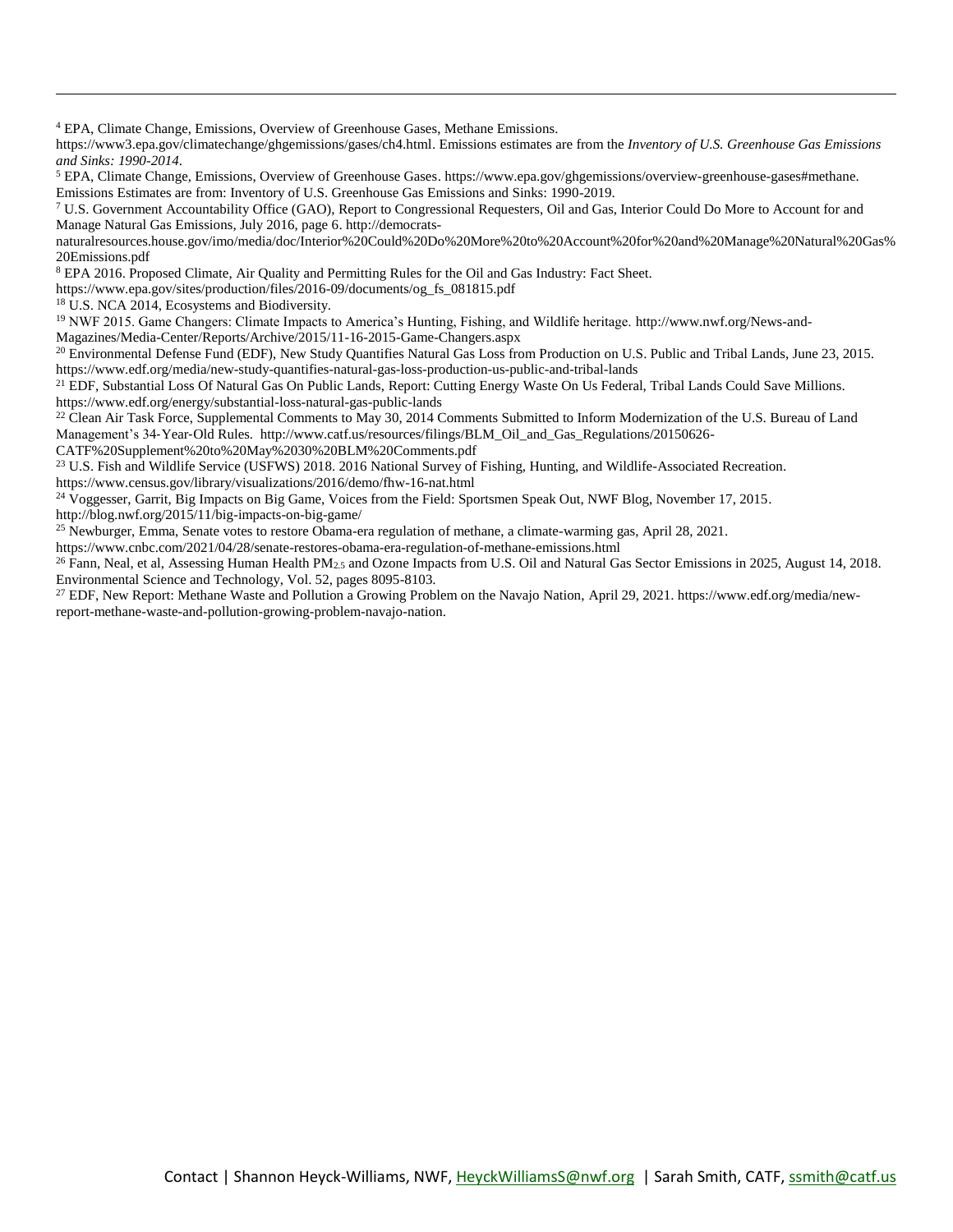[4] EPA, Climate Change, Emissions, Overview of Greenhouse Gases, Methane Emissions. https://www3.epa.gov/climatechange/ghgemissions/gases/ch4.html. Emissions estimates are from the *Inventory of U.S. Greenhouse Gas Emissions and Sinks: 1990-2014*.

[5] EPA, Climate Change, Emissions, Overview of Greenhouse Gases. https://www.epa.gov/ghgemissions/overview-greenhouse-gases#methane. Emissions Estimates are from: Inventory of U.S. Greenhouse Gas Emissions and Sinks: 1990-2019.

[7] U.S. Government Accountability Office (GAO), Report to Congressional Requesters, Oil and Gas, Interior Could Do More to Account for and Manage Natural Gas Emissions, July 2016, page 6. http://democrats-naturalresources.house.gov/imo/media/doc/Interior%20Could%20Do%20More%20to%20Account%20for%20and%20Manage%20Natural%20Gas%20Emissions.pdf

[8] EPA 2016. Proposed Climate, Air Quality and Permitting Rules for the Oil and Gas Industry: Fact Sheet. https://www.epa.gov/sites/production/files/2016-09/documents/og_fs_081815.pdf

[18] U.S. NCA 2014, Ecosystems and Biodiversity.

[19] NWF 2015. Game Changers: Climate Impacts to America's Hunting, Fishing, and Wildlife heritage. http://www.nwf.org/News-and-Magazines/Media-Center/Reports/Archive/2015/11-16-2015-Game-Changers.aspx

[20] Environmental Defense Fund (EDF), New Study Quantifies Natural Gas Loss from Production on U.S. Public and Tribal Lands, June 23, 2015. https://www.edf.org/media/new-study-quantifies-natural-gas-loss-production-us-public-and-tribal-lands

[21] EDF, Substantial Loss Of Natural Gas On Public Lands, Report: Cutting Energy Waste On Us Federal, Tribal Lands Could Save Millions. https://www.edf.org/energy/substantial-loss-natural-gas-public-lands

[22] Clean Air Task Force, Supplemental Comments to May 30, 2014 Comments Submitted to Inform Modernization of the U.S. Bureau of Land Management's 34-Year-Old Rules. http://www.catf.us/resources/filings/BLM_Oil_and_Gas_Regulations/20150626-CATF%20Supplement%20to%20May%2030%20BLM%20Comments.pdf

[23] U.S. Fish and Wildlife Service (USFWS) 2018. 2016 National Survey of Fishing, Hunting, and Wildlife-Associated Recreation. https://www.census.gov/library/visualizations/2016/demo/fhw-16-nat.html

[24] Voggesser, Garrit, Big Impacts on Big Game, Voices from the Field: Sportsmen Speak Out, NWF Blog, November 17, 2015. http://blog.nwf.org/2015/11/big-impacts-on-big-game/

[25] Newburger, Emma, Senate votes to restore Obama-era regulation of methane, a climate-warming gas, April 28, 2021. https://www.cnbc.com/2021/04/28/senate-restores-obama-era-regulation-of-methane-emissions.html

[26] Fann, Neal, et al, Assessing Human Health $PM_{2.5}$ and Ozone Impacts from U.S. Oil and Natural Gas Sector Emissions in 2025, August 14, 2018. Environmental Science and Technology, Vol. 52, pages 8095-8103.

[27] EDF, New Report: Methane Waste and Pollution a Growing Problem on the Navajo Nation, April 29, 2021. https://www.edf.org/media/new-report-methane-waste-and-pollution-growing-problem-navajo-nation.

Contact | Shannon Heyck-Williams, NWF, HeyckWilliamsS@nwf.org | Sarah Smith, CATF, ssmith@catf.us